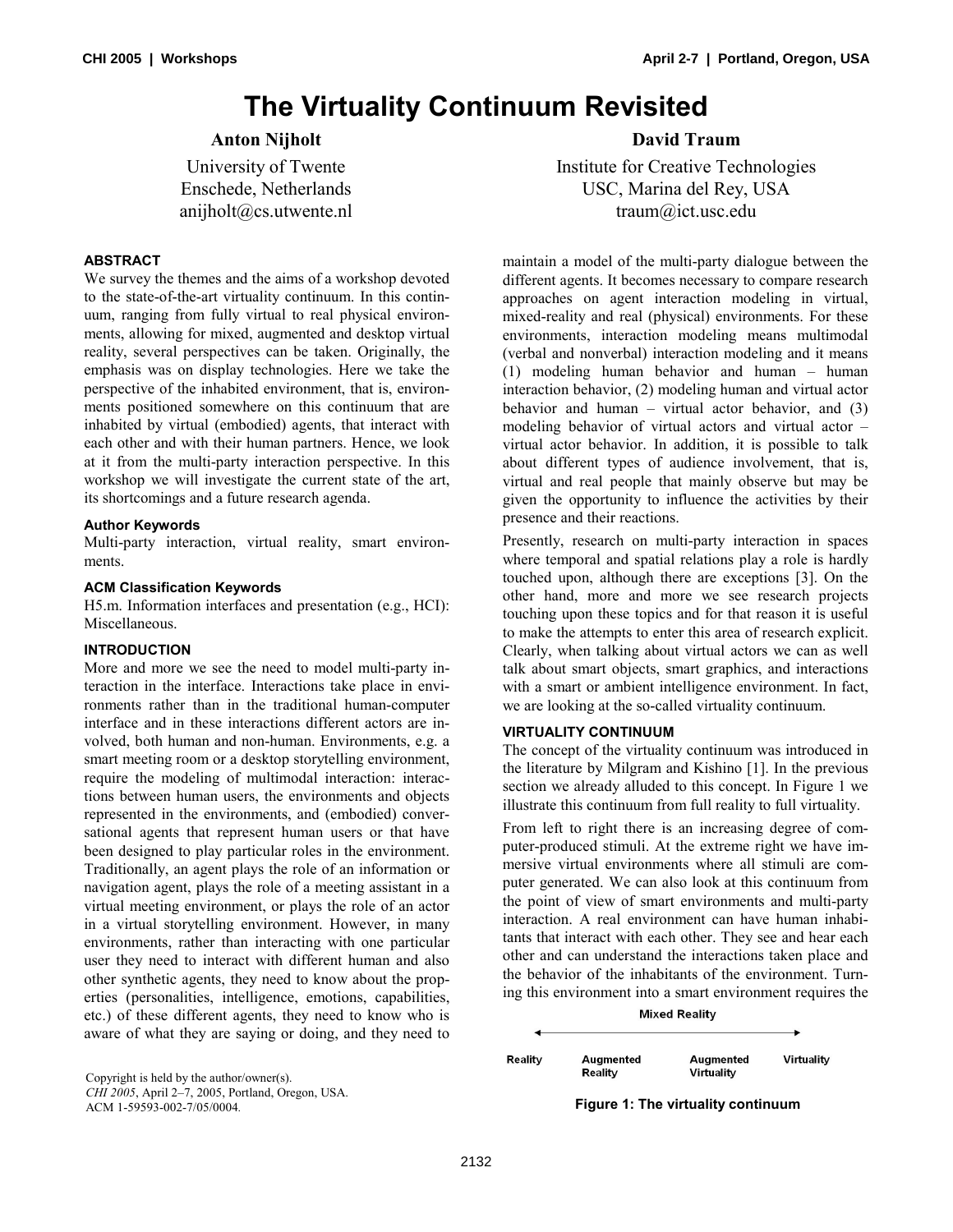# The Virtuality Continuum Revisited

**Anton Nijholt**
University of Twente
Enschede, Netherlands
anijholt@cs.utwente.nl

**David Traum**
Institute for Creative Technologies
USC, Marina del Rey, USA
traum@ict.usc.edu

### ABSTRACT

We survey the themes and the aims of a workshop devoted to the state-of-the-art virtuality continuum. In this continuum, ranging from fully virtual to real physical environments, allowing for mixed, augmented and desktop virtual reality, several perspectives can be taken. Originally, the emphasis was on display technologies. Here we take the perspective of the inhabited environment, that is, environments positioned somewhere on this continuum that are inhabited by virtual (embodied) agents, that interact with each other and with their human partners. Hence, we look at it from the multi-party interaction perspective. In this workshop we will investigate the current state of the art, its shortcomings and a future research agenda.

#### Author Keywords

Multi-party interaction, virtual reality, smart environments.

#### ACM Classification Keywords

H5.m. Information interfaces and presentation (e.g., HCI): Miscellaneous.

### INTRODUCTION

More and more we see the need to model multi-party interaction in the interface. Interactions take place in environments rather than in the traditional human-computer interface and in these interactions different actors are involved, both human and non-human. Environments, e.g. a smart meeting room or a desktop storytelling environment, require the modeling of multimodal interaction: interactions between human users, the environments and objects represented in the environments, and (embodied) conversational agents that represent human users or that have been designed to play particular roles in the environment. Traditionally, an agent plays the role of an information or navigation agent, plays the role of a meeting assistant in a virtual meeting environment, or plays the role of an actor in a virtual storytelling environment. However, in many environments, rather than interacting with one particular user they need to interact with different human and also other synthetic agents, they need to know about the properties (personalities, intelligence, emotions, capabilities, etc.) of these different agents, they need to know who is aware of what they are saying or doing, and they need to maintain a model of the multi-party dialogue between the different agents. It becomes necessary to compare research approaches on agent interaction modeling in virtual, mixed-reality and real (physical) environments. For these environments, interaction modeling means multimodal (verbal and nonverbal) interaction modeling and it means (1) modeling human behavior and human – human interaction behavior, (2) modeling human and virtual actor behavior and human – virtual actor behavior, and (3) modeling behavior of virtual actors and virtual actor – virtual actor behavior. In addition, it is possible to talk about different types of audience involvement, that is, virtual and real people that mainly observe but may be given the opportunity to influence the activities by their presence and their reactions.

Presently, research on multi-party interaction in spaces where temporal and spatial relations play a role is hardly touched upon, although there are exceptions [3]. On the other hand, more and more we see research projects touching upon these topics and for that reason it is useful to make the attempts to enter this area of research explicit. Clearly, when talking about virtual actors we can as well talk about smart objects, smart graphics, and interactions with a smart or ambient intelligence environment. In fact, we are looking at the so-called virtuality continuum.

### VIRTUALITY CONTINUUM

The concept of the virtuality continuum was introduced in the literature by Milgram and Kishino [1]. In the previous section we already alluded to this concept. In Figure 1 we illustrate this continuum from full reality to full virtuality.

From left to right there is an increasing degree of computer-produced stimuli. At the extreme right we have immersive virtual environments where all stimuli are computer generated. We can also look at this continuum from the point of view of smart environments and multi-party interaction. A real environment can have human inhabitants that interact with each other. They see and hear each other and can understand the interactions taken place and the behavior of the inhabitants of the environment. Turning this environment into a smart environment requires the

Mixed Reality

Reality — Augmented Reality — Augmented Virtuality — Virtuality

**Figure 1: The virtuality continuum**

Copyright is held by the author/owner(s).
*CHI 2005*, April 2–7, 2005, Portland, Oregon, USA.
ACM 1-59593-002-7/05/0004.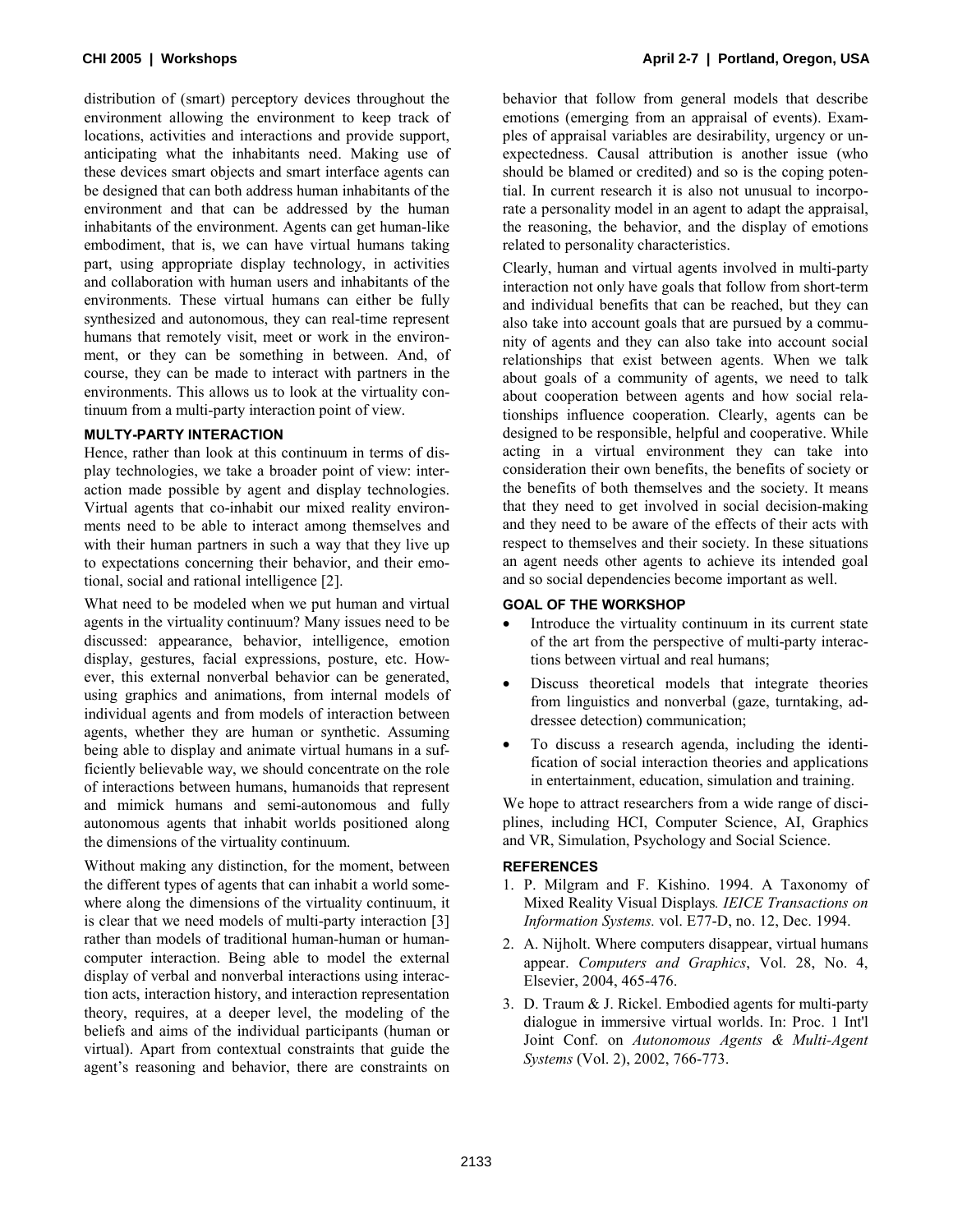distribution of (smart) perceptory devices throughout the environment allowing the environment to keep track of locations, activities and interactions and provide support, anticipating what the inhabitants need. Making use of these devices smart objects and smart interface agents can be designed that can both address human inhabitants of the environment and that can be addressed by the human inhabitants of the environment. Agents can get human-like embodiment, that is, we can have virtual humans taking part, using appropriate display technology, in activities and collaboration with human users and inhabitants of the environments. These virtual humans can either be fully synthesized and autonomous, they can real-time represent humans that remotely visit, meet or work in the environment, or they can be something in between. And, of course, they can be made to interact with partners in the environments. This allows us to look at the virtuality continuum from a multi-party interaction point of view.

## MULTY-PARTY INTERACTION

Hence, rather than look at this continuum in terms of display technologies, we take a broader point of view: interaction made possible by agent and display technologies. Virtual agents that co-inhabit our mixed reality environments need to be able to interact among themselves and with their human partners in such a way that they live up to expectations concerning their behavior, and their emotional, social and rational intelligence [2].

What need to be modeled when we put human and virtual agents in the virtuality continuum? Many issues need to be discussed: appearance, behavior, intelligence, emotion display, gestures, facial expressions, posture, etc. However, this external nonverbal behavior can be generated, using graphics and animations, from internal models of individual agents and from models of interaction between agents, whether they are human or synthetic. Assuming being able to display and animate virtual humans in a sufficiently believable way, we should concentrate on the role of interactions between humans, humanoids that represent and mimick humans and semi-autonomous and fully autonomous agents that inhabit worlds positioned along the dimensions of the virtuality continuum.

Without making any distinction, for the moment, between the different types of agents that can inhabit a world somewhere along the dimensions of the virtuality continuum, it is clear that we need models of multi-party interaction [3] rather than models of traditional human-human or human-computer interaction. Being able to model the external display of verbal and nonverbal interactions using interaction acts, interaction history, and interaction representation theory, requires, at a deeper level, the modeling of the beliefs and aims of the individual participants (human or virtual). Apart from contextual constraints that guide the agent's reasoning and behavior, there are constraints on behavior that follow from general models that describe emotions (emerging from an appraisal of events). Examples of appraisal variables are desirability, urgency or unexpectedness. Causal attribution is another issue (who should be blamed or credited) and so is the coping potential. In current research it is also not unusual to incorporate a personality model in an agent to adapt the appraisal, the reasoning, the behavior, and the display of emotions related to personality characteristics.

Clearly, human and virtual agents involved in multi-party interaction not only have goals that follow from short-term and individual benefits that can be reached, but they can also take into account goals that are pursued by a community of agents and they can also take into account social relationships that exist between agents. When we talk about goals of a community of agents, we need to talk about cooperation between agents and how social relationships influence cooperation. Clearly, agents can be designed to be responsible, helpful and cooperative. While acting in a virtual environment they can take into consideration their own benefits, the benefits of society or the benefits of both themselves and the society. It means that they need to get involved in social decision-making and they need to be aware of the effects of their acts with respect to themselves and their society. In these situations an agent needs other agents to achieve its intended goal and so social dependencies become important as well.

## GOAL OF THE WORKSHOP

- Introduce the virtuality continuum in its current state of the art from the perspective of multi-party interactions between virtual and real humans;
- Discuss theoretical models that integrate theories from linguistics and nonverbal (gaze, turntaking, addressee detection) communication;
- To discuss a research agenda, including the identification of social interaction theories and applications in entertainment, education, simulation and training.

We hope to attract researchers from a wide range of disciplines, including HCI, Computer Science, AI, Graphics and VR, Simulation, Psychology and Social Science.

## REFERENCES

1. P. Milgram and F. Kishino. 1994. A Taxonomy of Mixed Reality Visual Displays*. IEICE Transactions on Information Systems.* vol. E77-D, no. 12, Dec. 1994.
2. A. Nijholt. Where computers disappear, virtual humans appear. *Computers and Graphics*, Vol. 28, No. 4, Elsevier, 2004, 465-476.
3. D. Traum & J. Rickel. Embodied agents for multi-party dialogue in immersive virtual worlds. In: Proc. 1 Int'l Joint Conf. on *Autonomous Agents & Multi-Agent Systems* (Vol. 2), 2002, 766-773.